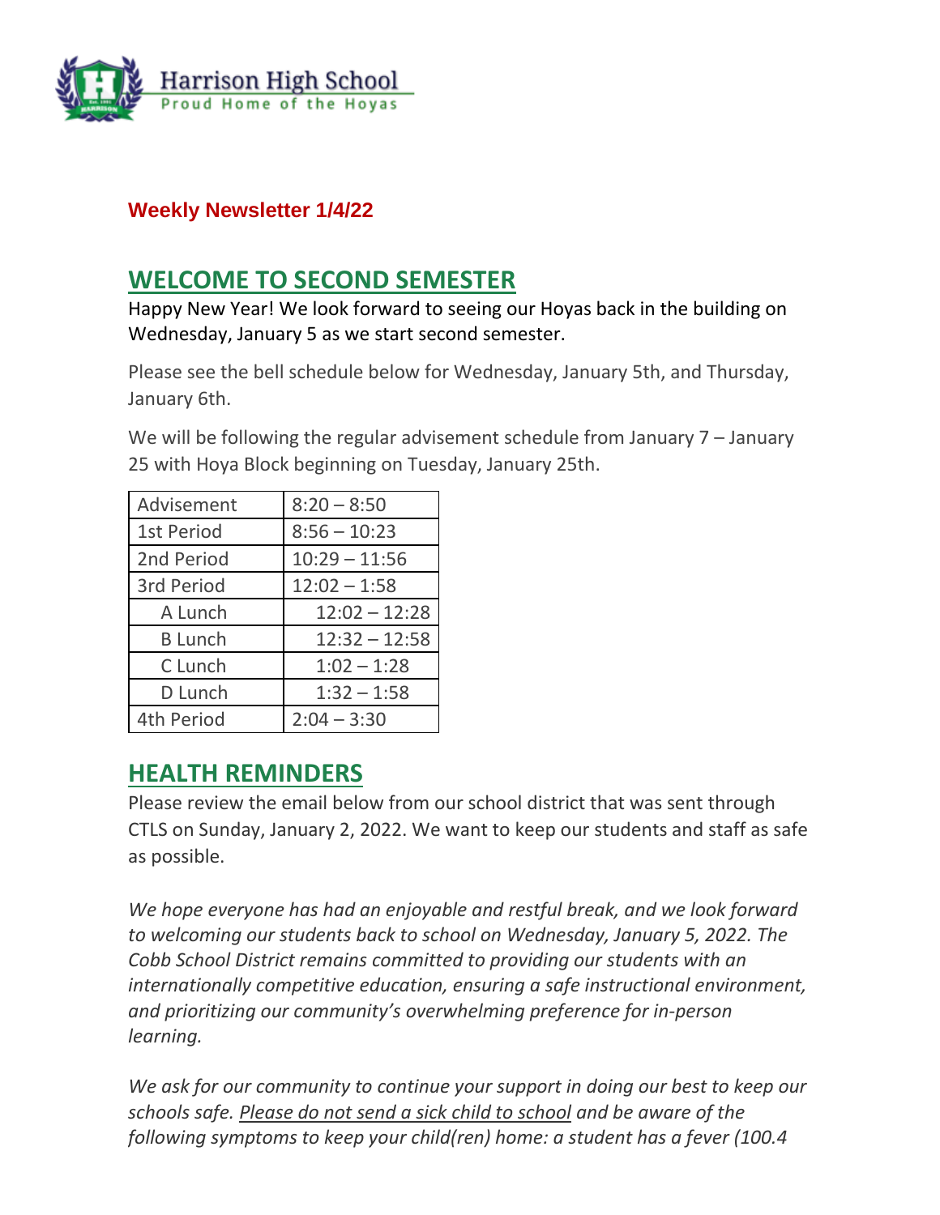Harrison High School
Proud Home of the Hoyas

**Weekly Newsletter 1/4/22**

## WELCOME TO SECOND SEMESTER

Happy New Year! We look forward to seeing our Hoyas back in the building on Wednesday, January 5 as we start second semester.

Please see the bell schedule below for Wednesday, January 5th, and Thursday, January 6th.

We will be following the regular advisement schedule from January 7 – January 25 with Hoya Block beginning on Tuesday, January 25th.

| Advisement | 8:20 – 8:50 |
|---|---|
| 1st Period | 8:56 – 10:23 |
| 2nd Period | 10:29 – 11:56 |
| 3rd Period | 12:02 – 1:58 |
| A Lunch | 12:02 – 12:28 |
| B Lunch | 12:32 – 12:58 |
| C Lunch | 1:02 – 1:28 |
| D Lunch | 1:32 – 1:58 |
| 4th Period | 2:04 – 3:30 |

## HEALTH REMINDERS

Please review the email below from our school district that was sent through CTLS on Sunday, January 2, 2022. We want to keep our students and staff as safe as possible.

*We hope everyone has had an enjoyable and restful break, and we look forward to welcoming our students back to school on Wednesday, January 5, 2022. The Cobb School District remains committed to providing our students with an internationally competitive education, ensuring a safe instructional environment, and prioritizing our community's overwhelming preference for in-person learning.*

*We ask for our community to continue your support in doing our best to keep our schools safe. Please do not send a sick child to school and be aware of the following symptoms to keep your child(ren) home: a student has a fever (100.4*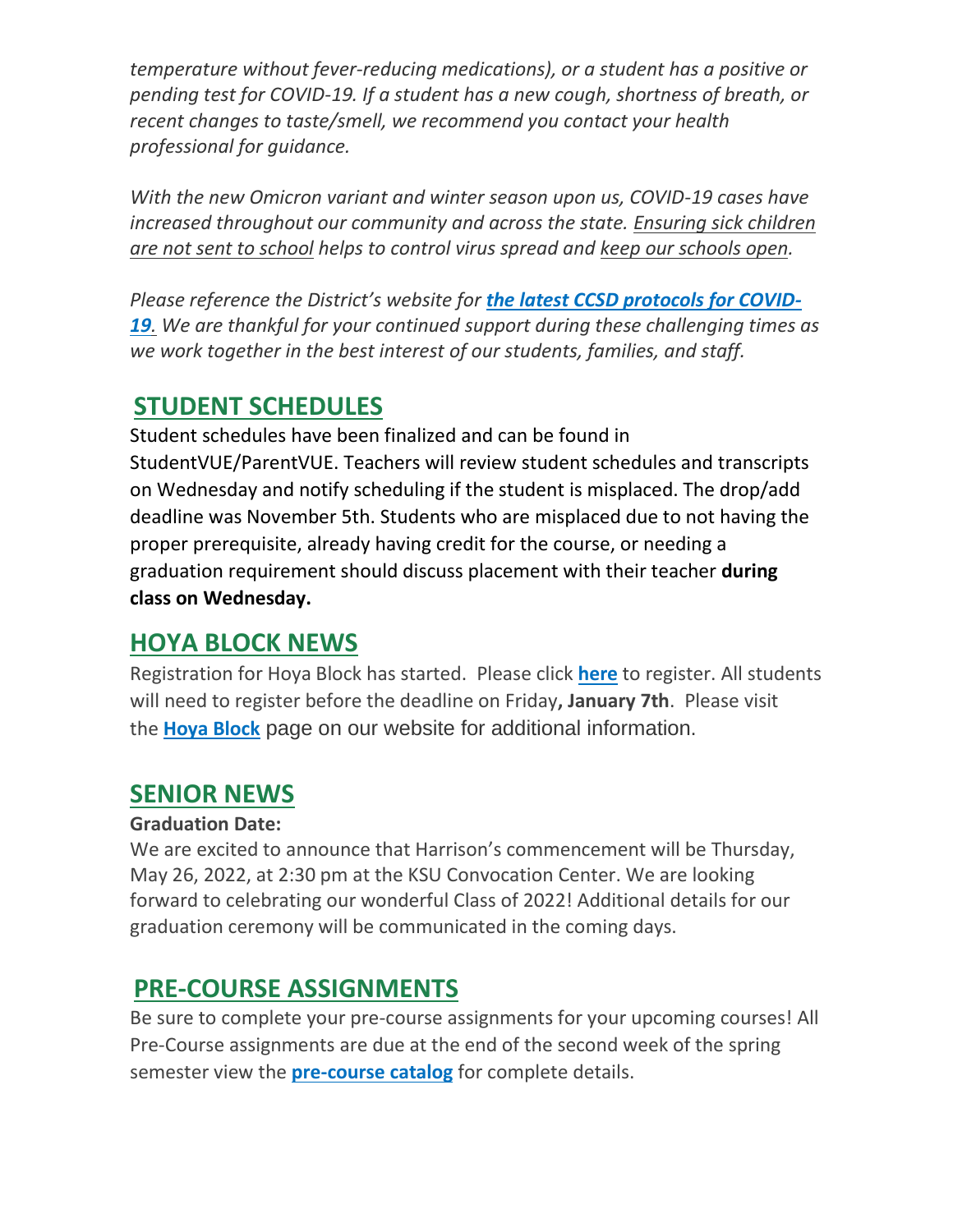*temperature without fever-reducing medications), or a student has a positive or pending test for COVID-19. If a student has a new cough, shortness of breath, or recent changes to taste/smell, we recommend you contact your health professional for guidance.*

*With the new Omicron variant and winter season upon us, COVID-19 cases have increased throughout our community and across the state. Ensuring sick children are not sent to school helps to control virus spread and keep our schools open.*

*Please reference the District's website for* ***the latest CCSD protocols for COVID-19****. We are thankful for your continued support during these challenging times as we work together in the best interest of our students, families, and staff.*

## STUDENT SCHEDULES

Student schedules have been finalized and can be found in StudentVUE/ParentVUE. Teachers will review student schedules and transcripts on Wednesday and notify scheduling if the student is misplaced. The drop/add deadline was November 5th. Students who are misplaced due to not having the proper prerequisite, already having credit for the course, or needing a graduation requirement should discuss placement with their teacher **during class on Wednesday.**

## HOYA BLOCK NEWS

Registration for Hoya Block has started. Please click **here** to register. All students will need to register before the deadline on Friday**, January 7th**. Please visit the **Hoya Block** page on our website for additional information.

## SENIOR NEWS

**Graduation Date:**

We are excited to announce that Harrison's commencement will be Thursday, May 26, 2022, at 2:30 pm at the KSU Convocation Center. We are looking forward to celebrating our wonderful Class of 2022! Additional details for our graduation ceremony will be communicated in the coming days.

## PRE-COURSE ASSIGNMENTS

Be sure to complete your pre-course assignments for your upcoming courses! All Pre-Course assignments are due at the end of the second week of the spring semester view the **pre-course catalog** for complete details.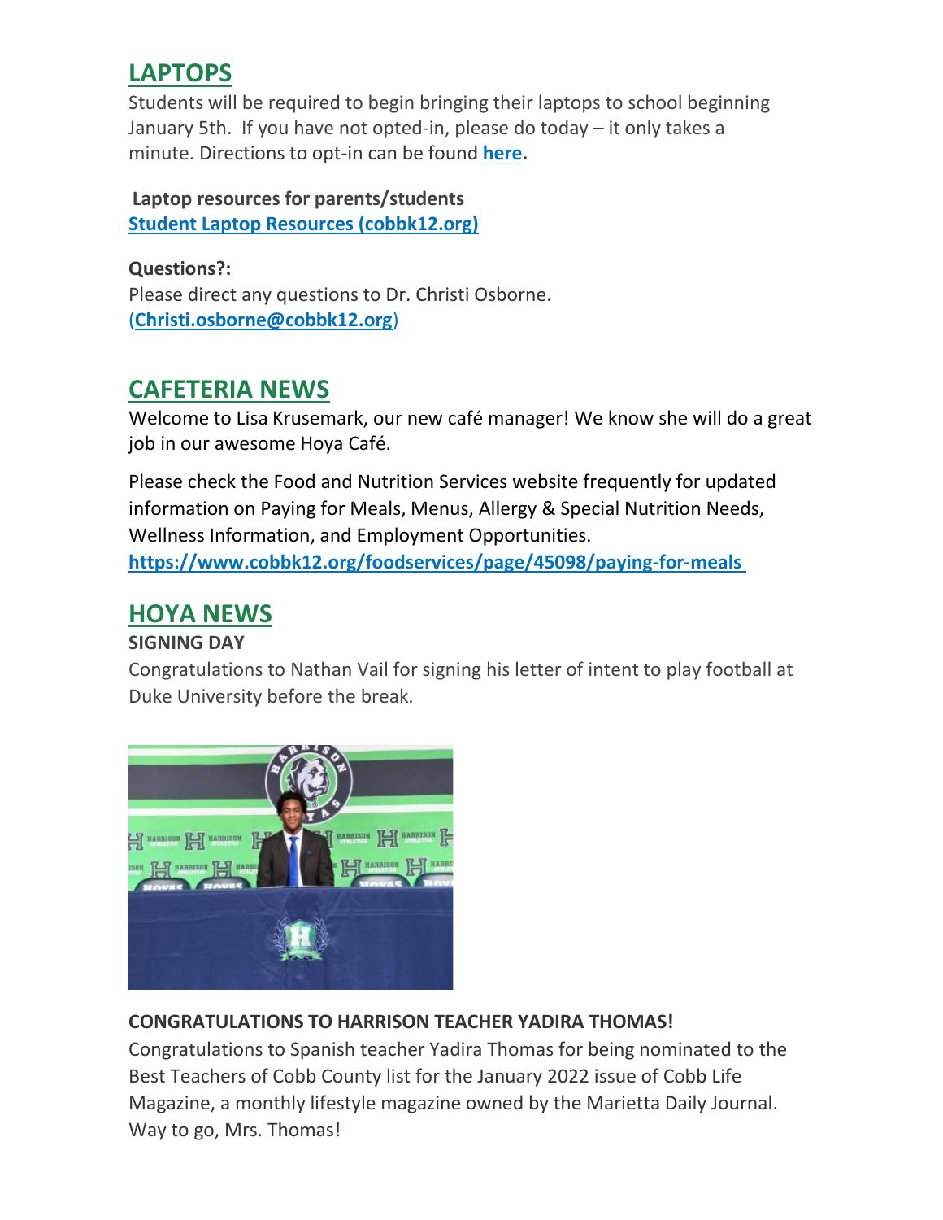## LAPTOPS

Students will be required to begin bringing their laptops to school beginning January 5th. If you have not opted-in, please do today – it only takes a minute. Directions to opt-in can be found **here.**

**Laptop resources for parents/students**
**Student Laptop Resources (cobbk12.org)**

**Questions?:**
Please direct any questions to Dr. Christi Osborne.
(**Christi.osborne@cobbk12.org**)

## CAFETERIA NEWS

Welcome to Lisa Krusemark, our new café manager! We know she will do a great job in our awesome Hoya Café.

Please check the Food and Nutrition Services website frequently for updated information on Paying for Meals, Menus, Allergy & Special Nutrition Needs, Wellness Information, and Employment Opportunities.
**https://www.cobbk12.org/foodservices/page/45098/paying-for-meals**

## HOYA NEWS

**SIGNING DAY**

Congratulations to Nathan Vail for signing his letter of intent to play football at Duke University before the break.

**CONGRATULATIONS TO HARRISON TEACHER YADIRA THOMAS!**

Congratulations to Spanish teacher Yadira Thomas for being nominated to the Best Teachers of Cobb County list for the January 2022 issue of Cobb Life Magazine, a monthly lifestyle magazine owned by the Marietta Daily Journal. Way to go, Mrs. Thomas!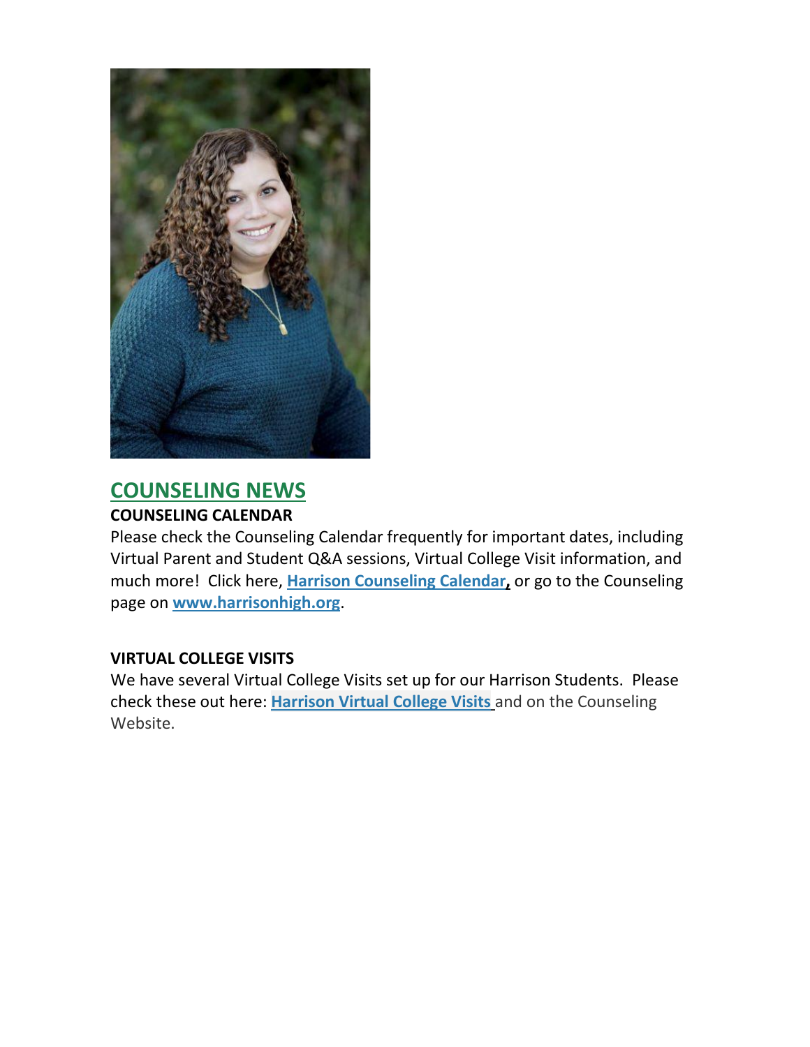## COUNSELING NEWS

**COUNSELING CALENDAR**

Please check the Counseling Calendar frequently for important dates, including Virtual Parent and Student Q&A sessions, Virtual College Visit information, and much more! Click here, **Harrison Counseling Calendar,** or go to the Counseling page on **www.harrisonhigh.org**.

**VIRTUAL COLLEGE VISITS**

We have several Virtual College Visits set up for our Harrison Students. Please check these out here: **Harrison Virtual College Visits** and on the Counseling Website.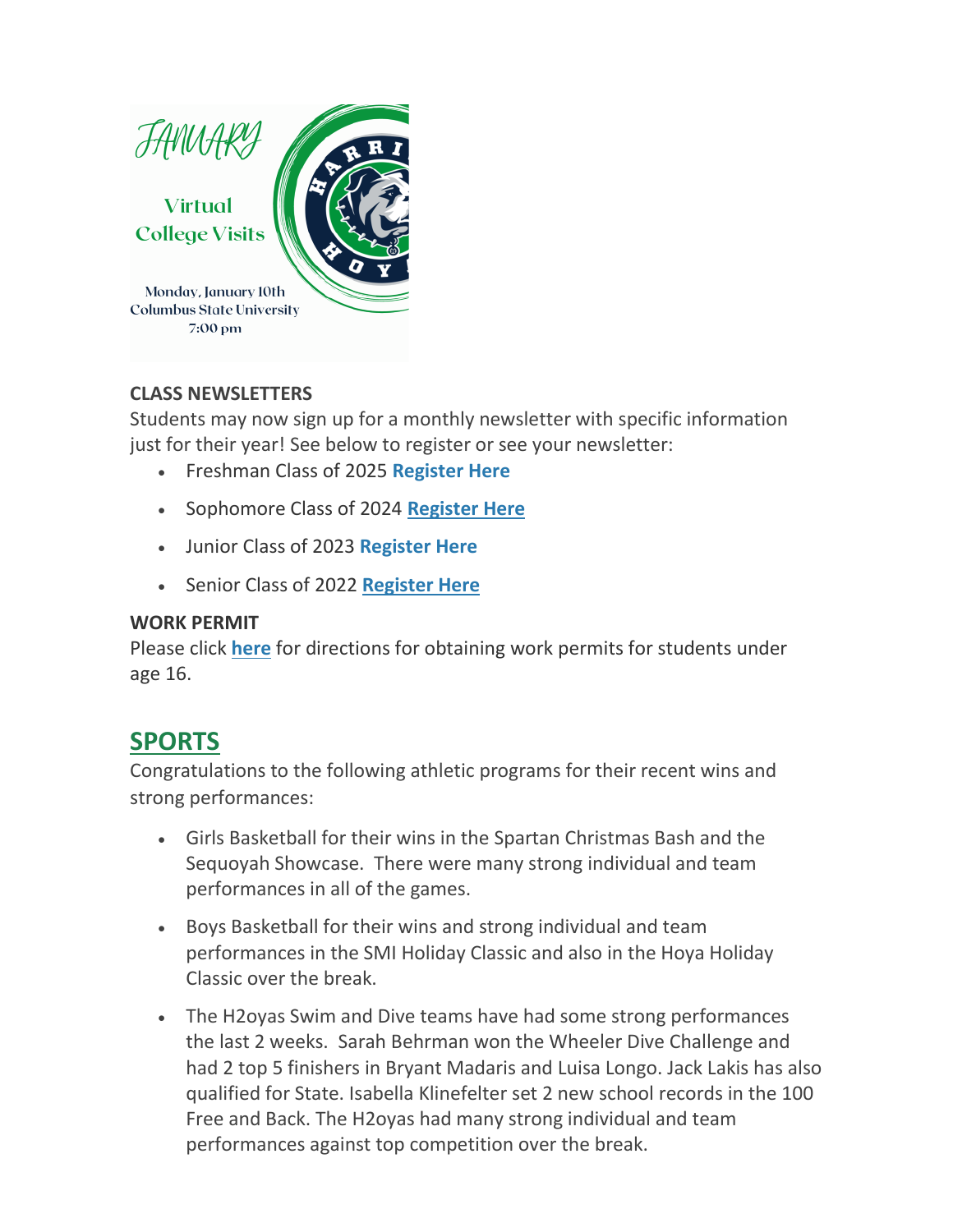JANUARY

Virtual College Visits

Monday, January 10th
Columbus State University
7:00 pm

**CLASS NEWSLETTERS**
Students may now sign up for a monthly newsletter with specific information just for their year! See below to register or see your newsletter:

- Freshman Class of 2025 **Register Here**
- Sophomore Class of 2024 **Register Here**
- Junior Class of 2023 **Register Here**
- Senior Class of 2022 **Register Here**

**WORK PERMIT**
Please click **here** for directions for obtaining work permits for students under age 16.

## SPORTS

Congratulations to the following athletic programs for their recent wins and strong performances:

- Girls Basketball for their wins in the Spartan Christmas Bash and the Sequoyah Showcase. There were many strong individual and team performances in all of the games.
- Boys Basketball for their wins and strong individual and team performances in the SMI Holiday Classic and also in the Hoya Holiday Classic over the break.
- The H2oyas Swim and Dive teams have had some strong performances the last 2 weeks. Sarah Behrman won the Wheeler Dive Challenge and had 2 top 5 finishers in Bryant Madaris and Luisa Longo. Jack Lakis has also qualified for State. Isabella Klinefelter set 2 new school records in the 100 Free and Back. The H2oyas had many strong individual and team performances against top competition over the break.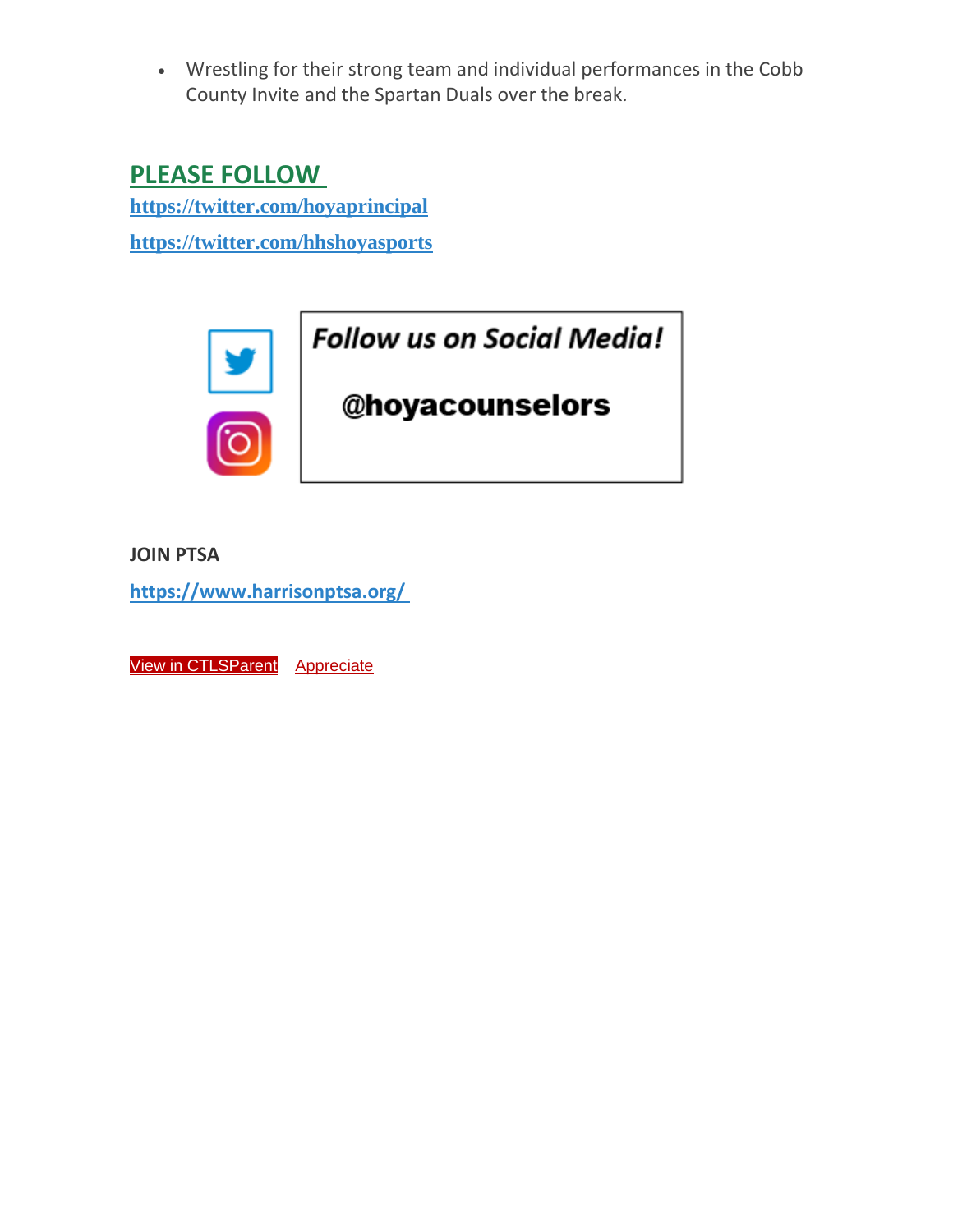- Wrestling for their strong team and individual performances in the Cobb County Invite and the Spartan Duals over the break.

## PLEASE FOLLOW

https://twitter.com/hoyaprincipal

https://twitter.com/hhshoyasports

*Follow us on Social Media!*

**@hoyacounselors**

**JOIN PTSA**

https://www.harrisonptsa.org/

View in CTLSParent    Appreciate